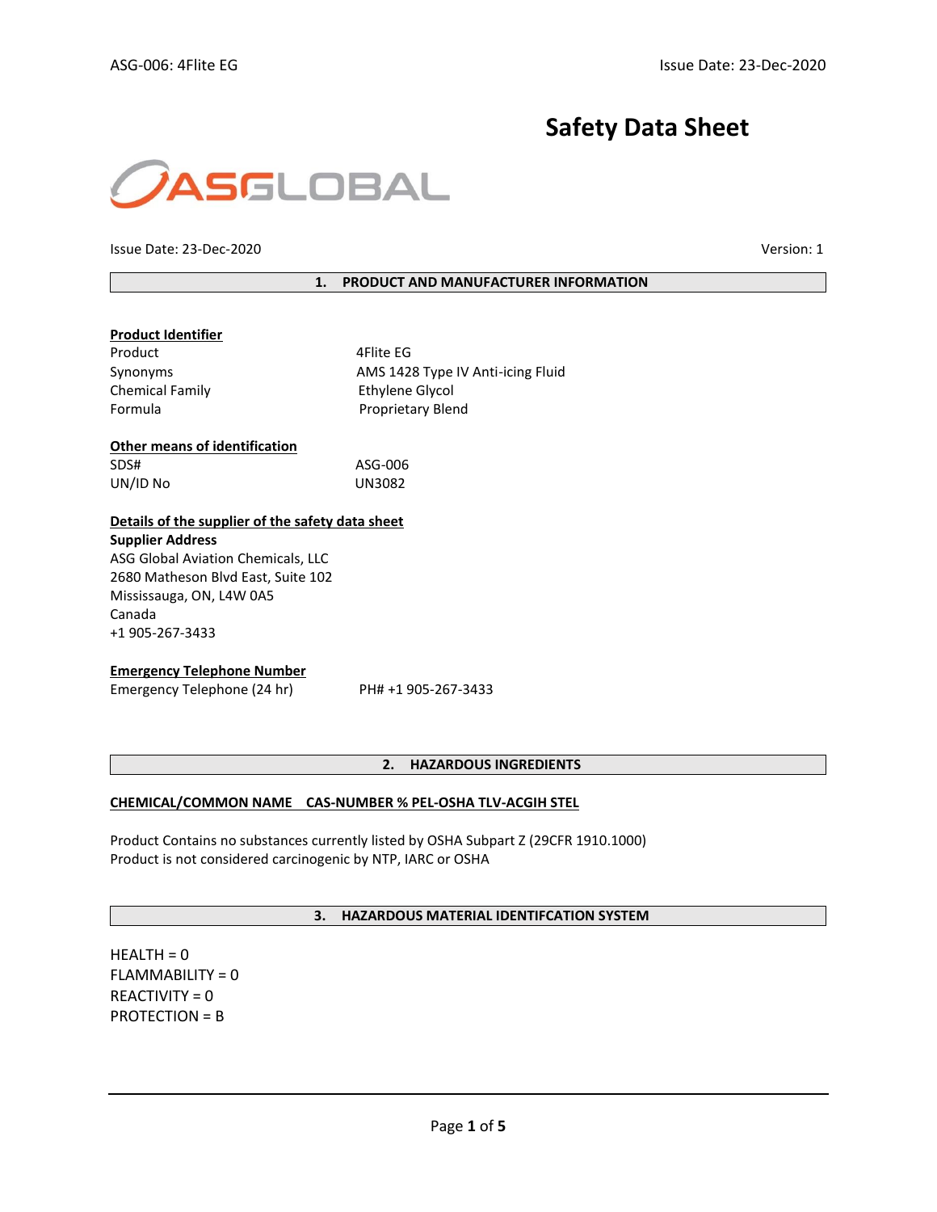# Safety Data Sheet

ASGLOBAL

Issue Date: 23-Dec-2020 | Version: 1

## 1. PRODUCT AND MANUFACTURER INFORMATION

**Product Identifier**

| | |
|---|---|
| Product | 4Flite EG |
| Synonyms | AMS 1428 Type IV Anti-icing Fluid |
| Chemical Family | Ethylene Glycol |
| Formula | Proprietary Blend |

**Other means of identification**

| | |
|---|---|
| SDS# | ASG-006 |
| UN/ID No | UN3082 |

**Details of the supplier of the safety data sheet**

**Supplier Address**
ASG Global Aviation Chemicals, LLC
2680 Matheson Blvd East, Suite 102
Mississauga, ON, L4W 0A5
Canada
+1 905-267-3433

**Emergency Telephone Number**

Emergency Telephone (24 hr) PH# +1 905-267-3433

## 2. HAZARDOUS INGREDIENTS

**CHEMICAL/COMMON NAME CAS-NUMBER % PEL-OSHA TLV-ACGIH STEL**

Product Contains no substances currently listed by OSHA Subpart Z (29CFR 1910.1000)
Product is not considered carcinogenic by NTP, IARC or OSHA

## 3. HAZARDOUS MATERIAL IDENTIFCATION SYSTEM

HEALTH = 0
FLAMMABILITY = 0
REACTIVITY = 0
PROTECTION = B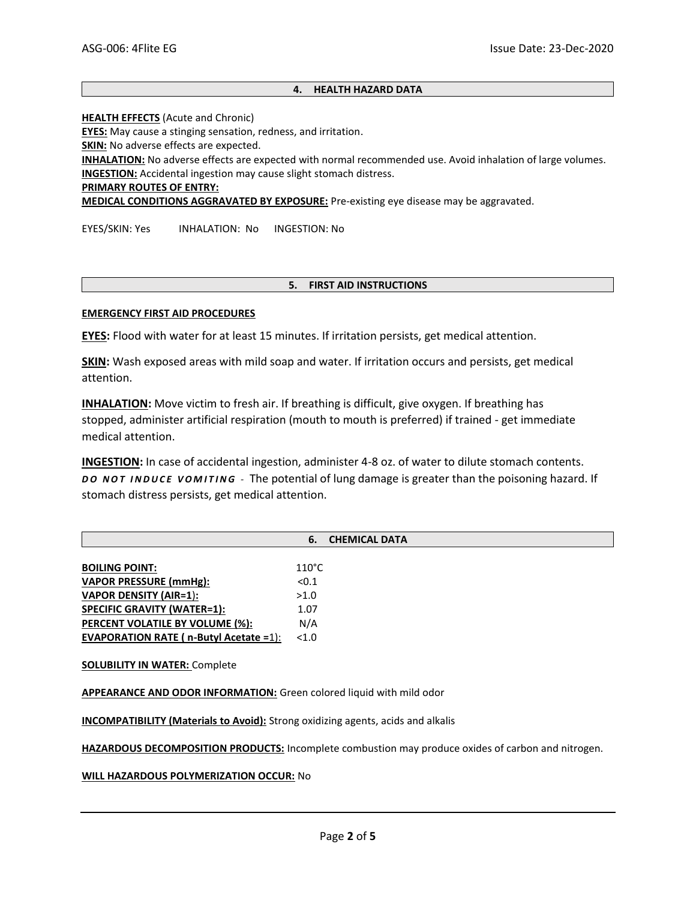## 4. HEALTH HAZARD DATA

**HEALTH EFFECTS** (Acute and Chronic)

**EYES:** May cause a stinging sensation, redness, and irritation.

**SKIN:** No adverse effects are expected.

**INHALATION:** No adverse effects are expected with normal recommended use. Avoid inhalation of large volumes.

**INGESTION:** Accidental ingestion may cause slight stomach distress.

**PRIMARY ROUTES OF ENTRY:**

**MEDICAL CONDITIONS AGGRAVATED BY EXPOSURE:** Pre-existing eye disease may be aggravated.

EYES/SKIN: Yes  INHALATION: No  INGESTION: No

## 5. FIRST AID INSTRUCTIONS

**EMERGENCY FIRST AID PROCEDURES**

**EYES:** Flood with water for at least 15 minutes. If irritation persists, get medical attention.

**SKIN:** Wash exposed areas with mild soap and water. If irritation occurs and persists, get medical attention.

**INHALATION:** Move victim to fresh air. If breathing is difficult, give oxygen. If breathing has stopped, administer artificial respiration (mouth to mouth is preferred) if trained - get immediate medical attention.

**INGESTION:** In case of accidental ingestion, administer 4-8 oz. of water to dilute stomach contents. ***DO NOT INDUCE VOMITING*** - The potential of lung damage is greater than the poisoning hazard. If stomach distress persists, get medical attention.

## 6. CHEMICAL DATA

| | |
|---|---|
| **BOILING POINT:** | 110°C |
| **VAPOR PRESSURE (mmHg):** | <0.1 |
| **VAPOR DENSITY (AIR=1):** | >1.0 |
| **SPECIFIC GRAVITY (WATER=1):** | 1.07 |
| **PERCENT VOLATILE BY VOLUME (%):** | N/A |
| **EVAPORATION RATE ( n-Butyl Acetate =1):** | <1.0 |

**SOLUBILITY IN WATER:** Complete

**APPEARANCE AND ODOR INFORMATION:** Green colored liquid with mild odor

**INCOMPATIBILITY (Materials to Avoid):** Strong oxidizing agents, acids and alkalis

**HAZARDOUS DECOMPOSITION PRODUCTS:** Incomplete combustion may produce oxides of carbon and nitrogen.

**WILL HAZARDOUS POLYMERIZATION OCCUR:** No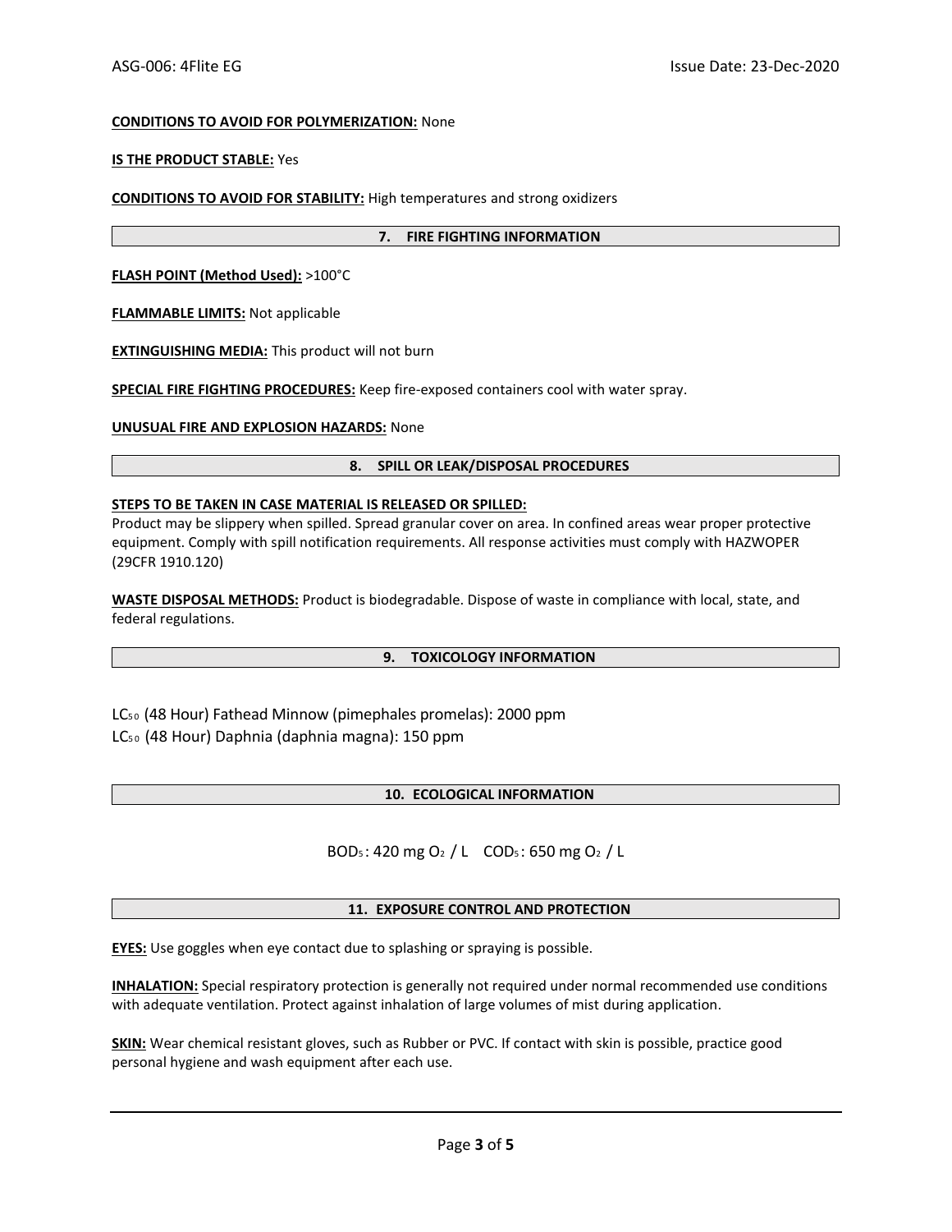**CONDITIONS TO AVOID FOR POLYMERIZATION:** None

**IS THE PRODUCT STABLE:** Yes

**CONDITIONS TO AVOID FOR STABILITY:** High temperatures and strong oxidizers

## 7. FIRE FIGHTING INFORMATION

**FLASH POINT (Method Used):** >100°C

**FLAMMABLE LIMITS:** Not applicable

**EXTINGUISHING MEDIA:** This product will not burn

**SPECIAL FIRE FIGHTING PROCEDURES:** Keep fire-exposed containers cool with water spray.

**UNUSUAL FIRE AND EXPLOSION HAZARDS:** None

## 8. SPILL OR LEAK/DISPOSAL PROCEDURES

**STEPS TO BE TAKEN IN CASE MATERIAL IS RELEASED OR SPILLED:**
Product may be slippery when spilled. Spread granular cover on area. In confined areas wear proper protective equipment. Comply with spill notification requirements. All response activities must comply with HAZWOPER (29CFR 1910.120)

**WASTE DISPOSAL METHODS:** Product is biodegradable. Dispose of waste in compliance with local, state, and federal regulations.

## 9. TOXICOLOGY INFORMATION

$LC_{50}$ (48 Hour) Fathead Minnow (pimephales promelas): 2000 ppm
$LC_{50}$ (48 Hour) Daphnia (daphnia magna): 150 ppm

## 10. ECOLOGICAL INFORMATION

$BOD_5$: 420 mg $O_2$ / L  $COD_5$: 650 mg $O_2$ / L

## 11. EXPOSURE CONTROL AND PROTECTION

**EYES:** Use goggles when eye contact due to splashing or spraying is possible.

**INHALATION:** Special respiratory protection is generally not required under normal recommended use conditions with adequate ventilation. Protect against inhalation of large volumes of mist during application.

**SKIN:** Wear chemical resistant gloves, such as Rubber or PVC. If contact with skin is possible, practice good personal hygiene and wash equipment after each use.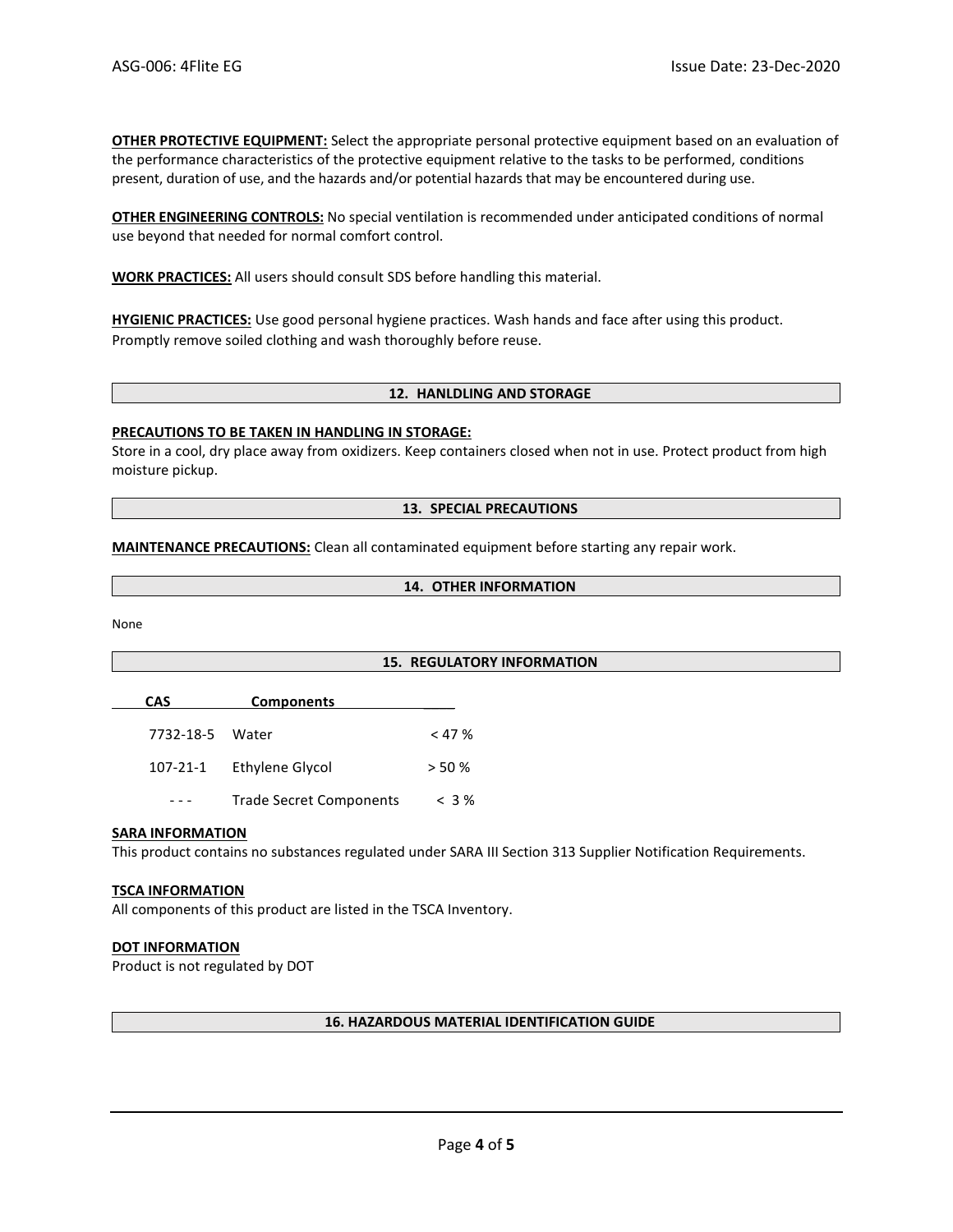**OTHER PROTECTIVE EQUIPMENT:** Select the appropriate personal protective equipment based on an evaluation of the performance characteristics of the protective equipment relative to the tasks to be performed, conditions present, duration of use, and the hazards and/or potential hazards that may be encountered during use.

**OTHER ENGINEERING CONTROLS:** No special ventilation is recommended under anticipated conditions of normal use beyond that needed for normal comfort control.

**WORK PRACTICES:** All users should consult SDS before handling this material.

**HYGIENIC PRACTICES:** Use good personal hygiene practices. Wash hands and face after using this product. Promptly remove soiled clothing and wash thoroughly before reuse.

## 12. HANLDLING AND STORAGE

**PRECAUTIONS TO BE TAKEN IN HANDLING IN STORAGE:**
Store in a cool, dry place away from oxidizers. Keep containers closed when not in use. Protect product from high moisture pickup.

## 13. SPECIAL PRECAUTIONS

**MAINTENANCE PRECAUTIONS:** Clean all contaminated equipment before starting any repair work.

## 14. OTHER INFORMATION

None

## 15. REGULATORY INFORMATION

| CAS | Components | |
|---|---|---|
| 7732-18-5 | Water | < 47 % |
| 107-21-1 | Ethylene Glycol | > 50 % |
| - - - | Trade Secret Components | < 3 % |

**SARA INFORMATION**
This product contains no substances regulated under SARA III Section 313 Supplier Notification Requirements.

**TSCA INFORMATION**
All components of this product are listed in the TSCA Inventory.

**DOT INFORMATION**
Product is not regulated by DOT

## 16. HAZARDOUS MATERIAL IDENTIFICATION GUIDE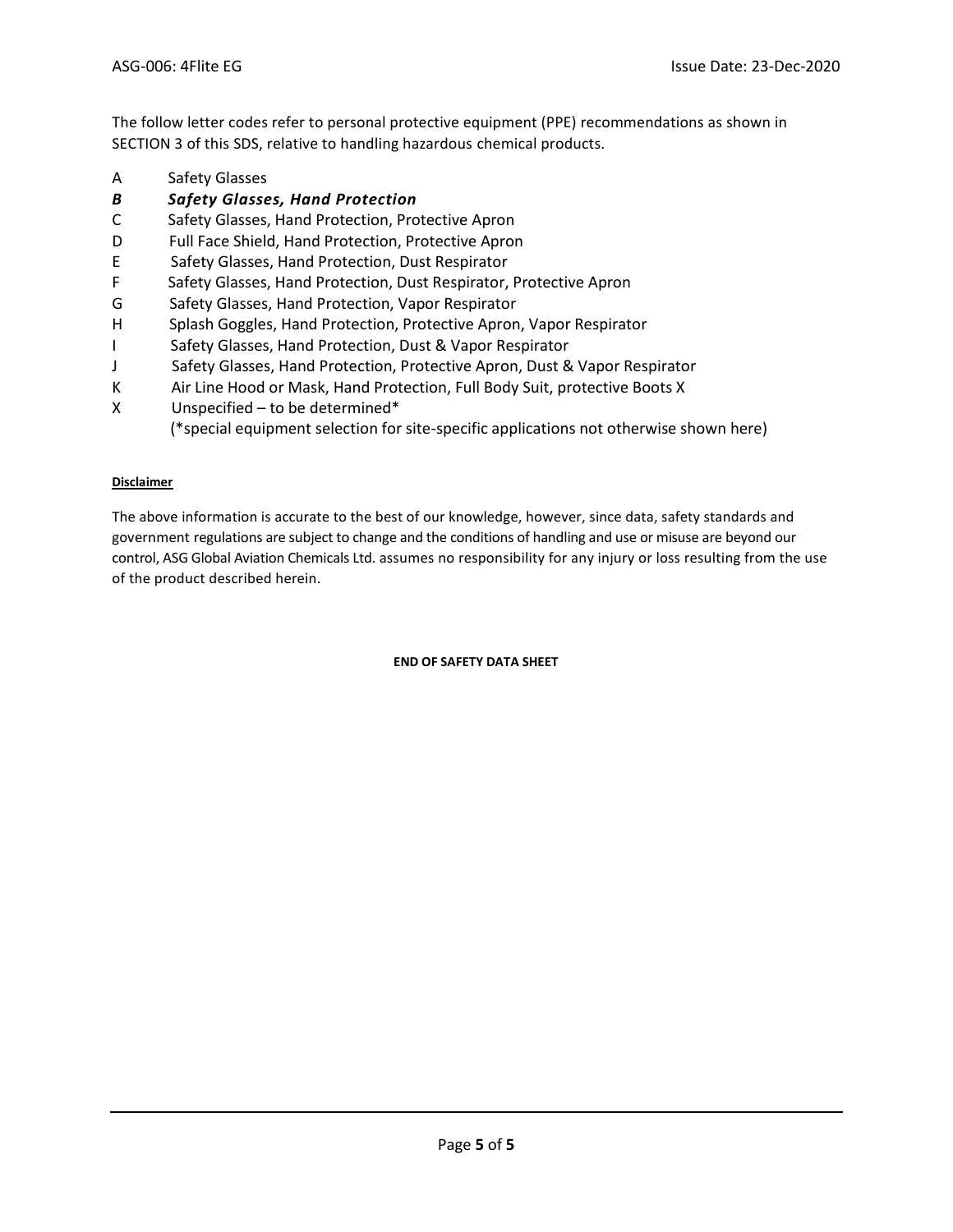The follow letter codes refer to personal protective equipment (PPE) recommendations as shown in SECTION 3 of this SDS, relative to handling hazardous chemical products.

A Safety Glasses
***B Safety Glasses, Hand Protection***
C Safety Glasses, Hand Protection, Protective Apron
D Full Face Shield, Hand Protection, Protective Apron
E Safety Glasses, Hand Protection, Dust Respirator
F Safety Glasses, Hand Protection, Dust Respirator, Protective Apron
G Safety Glasses, Hand Protection, Vapor Respirator
H Splash Goggles, Hand Protection, Protective Apron, Vapor Respirator
I Safety Glasses, Hand Protection, Dust & Vapor Respirator
J Safety Glasses, Hand Protection, Protective Apron, Dust & Vapor Respirator
K Air Line Hood or Mask, Hand Protection, Full Body Suit, protective Boots X
X Unspecified – to be determined*
(*special equipment selection for site-specific applications not otherwise shown here)

**Disclaimer**

The above information is accurate to the best of our knowledge, however, since data, safety standards and government regulations are subject to change and the conditions of handling and use or misuse are beyond our control, ASG Global Aviation Chemicals Ltd. assumes no responsibility for any injury or loss resulting from the use of the product described herein.

**END OF SAFETY DATA SHEET**